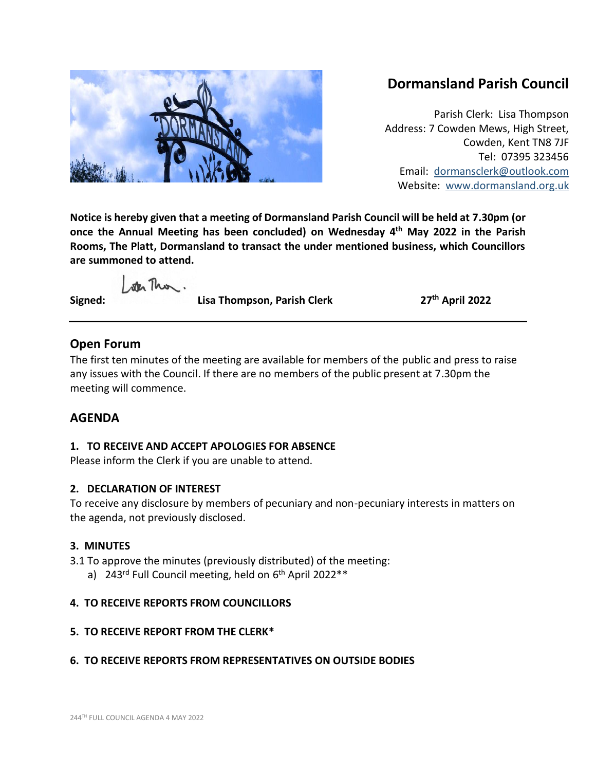# Dormansland Parish Council

Parish Clerk: Lisa Thompson
Address: 7 Cowden Mews, High Street,
Cowden, Kent TN8 7JF
Tel: 07395 323456
Email: dormansclerk@outlook.com
Website: www.dormansland.org.uk

**Notice is hereby given that a meeting of Dormansland Parish Council will be held at 7.30pm (or once the Annual Meeting has been concluded) on Wednesday 4th May 2022 in the Parish Rooms, The Platt, Dormansland to transact the under mentioned business, which Councillors are summoned to attend.**

**Signed:** **Lisa Thompson, Parish Clerk** **27th April 2022**

---

## Open Forum

The first ten minutes of the meeting are available for members of the public and press to raise any issues with the Council. If there are no members of the public present at 7.30pm the meeting will commence.

## AGENDA

### 1. TO RECEIVE AND ACCEPT APOLOGIES FOR ABSENCE

Please inform the Clerk if you are unable to attend.

### 2. DECLARATION OF INTEREST

To receive any disclosure by members of pecuniary and non-pecuniary interests in matters on the agenda, not previously disclosed.

### 3. MINUTES

3.1 To approve the minutes (previously distributed) of the meeting:

a) 243rd Full Council meeting, held on 6th April 2022**

### 4. TO RECEIVE REPORTS FROM COUNCILLORS

### 5. TO RECEIVE REPORT FROM THE CLERK*

### 6. TO RECEIVE REPORTS FROM REPRESENTATIVES ON OUTSIDE BODIES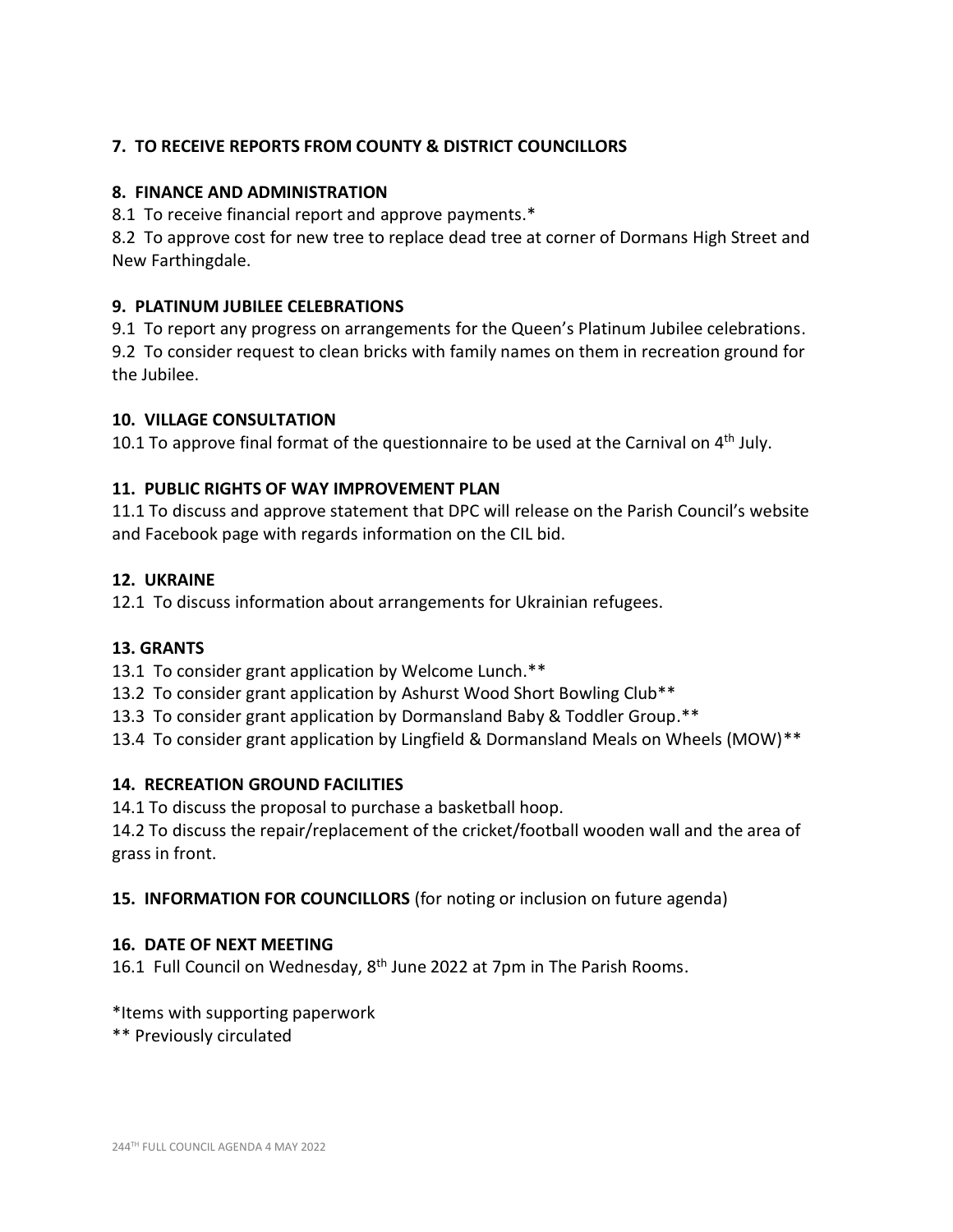**7. TO RECEIVE REPORTS FROM COUNTY & DISTRICT COUNCILLORS**

**8. FINANCE AND ADMINISTRATION**

8.1 To receive financial report and approve payments.*

8.2 To approve cost for new tree to replace dead tree at corner of Dormans High Street and New Farthingdale.

**9. PLATINUM JUBILEE CELEBRATIONS**

9.1 To report any progress on arrangements for the Queen's Platinum Jubilee celebrations.

9.2 To consider request to clean bricks with family names on them in recreation ground for the Jubilee.

**10. VILLAGE CONSULTATION**

10.1 To approve final format of the questionnaire to be used at the Carnival on 4th July.

**11. PUBLIC RIGHTS OF WAY IMPROVEMENT PLAN**

11.1 To discuss and approve statement that DPC will release on the Parish Council's website and Facebook page with regards information on the CIL bid.

**12. UKRAINE**

12.1 To discuss information about arrangements for Ukrainian refugees.

**13. GRANTS**

13.1 To consider grant application by Welcome Lunch.**

13.2 To consider grant application by Ashurst Wood Short Bowling Club**

13.3 To consider grant application by Dormansland Baby & Toddler Group.**

13.4 To consider grant application by Lingfield & Dormansland Meals on Wheels (MOW)**

**14. RECREATION GROUND FACILITIES**

14.1 To discuss the proposal to purchase a basketball hoop.

14.2 To discuss the repair/replacement of the cricket/football wooden wall and the area of grass in front.

**15. INFORMATION FOR COUNCILLORS** (for noting or inclusion on future agenda)

**16. DATE OF NEXT MEETING**

16.1 Full Council on Wednesday, 8th June 2022 at 7pm in The Parish Rooms.

*Items with supporting paperwork

** Previously circulated